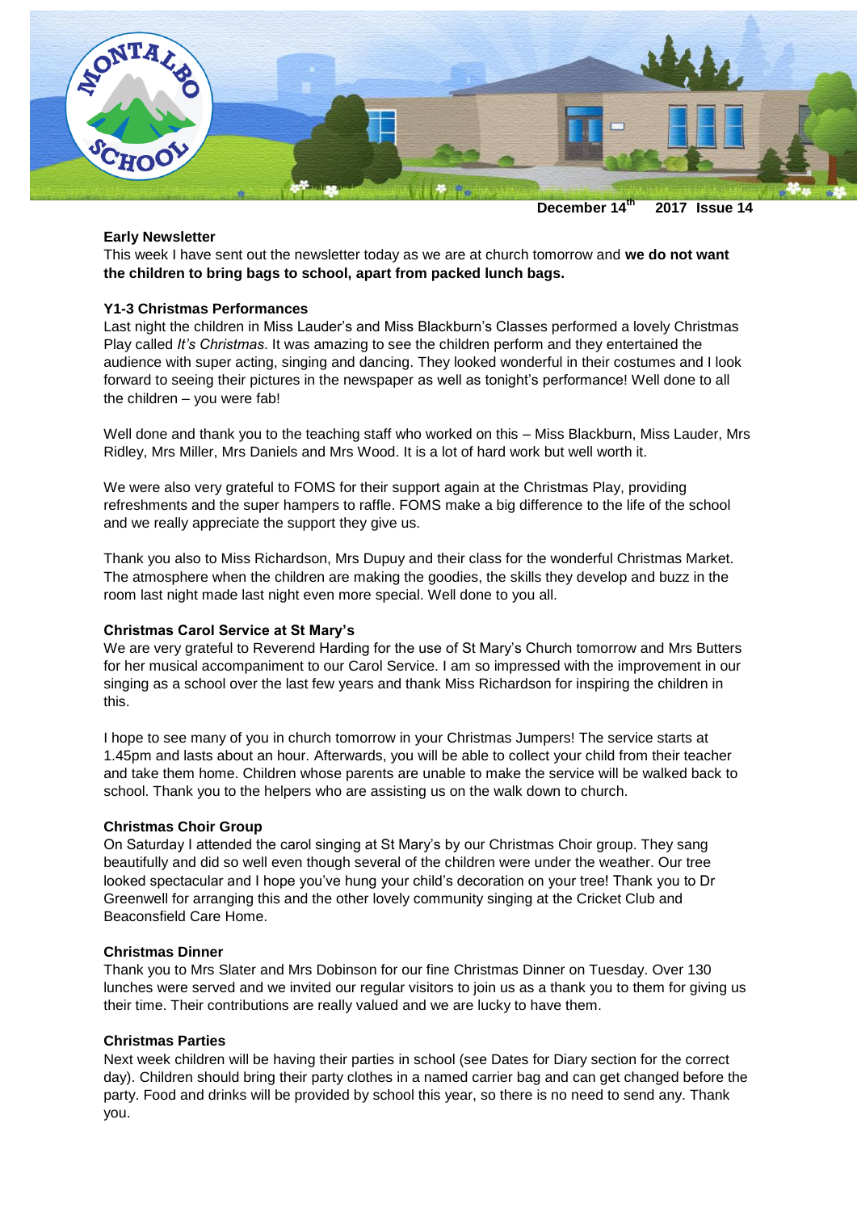December 14th 2017 Issue 14

**Early Newsletter**

This week I have sent out the newsletter today as we are at church tomorrow and **we do not want the children to bring bags to school, apart from packed lunch bags.**

**Y1-3 Christmas Performances**

Last night the children in Miss Lauder's and Miss Blackburn's Classes performed a lovely Christmas Play called *It's Christmas*. It was amazing to see the children perform and they entertained the audience with super acting, singing and dancing. They looked wonderful in their costumes and I look forward to seeing their pictures in the newspaper as well as tonight's performance! Well done to all the children – you were fab!

Well done and thank you to the teaching staff who worked on this – Miss Blackburn, Miss Lauder, Mrs Ridley, Mrs Miller, Mrs Daniels and Mrs Wood. It is a lot of hard work but well worth it.

We were also very grateful to FOMS for their support again at the Christmas Play, providing refreshments and the super hampers to raffle. FOMS make a big difference to the life of the school and we really appreciate the support they give us.

Thank you also to Miss Richardson, Mrs Dupuy and their class for the wonderful Christmas Market. The atmosphere when the children are making the goodies, the skills they develop and buzz in the room last night made last night even more special. Well done to you all.

**Christmas Carol Service at St Mary's**

We are very grateful to Reverend Harding for the use of St Mary's Church tomorrow and Mrs Butters for her musical accompaniment to our Carol Service. I am so impressed with the improvement in our singing as a school over the last few years and thank Miss Richardson for inspiring the children in this.

I hope to see many of you in church tomorrow in your Christmas Jumpers! The service starts at 1.45pm and lasts about an hour. Afterwards, you will be able to collect your child from their teacher and take them home. Children whose parents are unable to make the service will be walked back to school. Thank you to the helpers who are assisting us on the walk down to church.

**Christmas Choir Group**

On Saturday I attended the carol singing at St Mary's by our Christmas Choir group. They sang beautifully and did so well even though several of the children were under the weather. Our tree looked spectacular and I hope you've hung your child's decoration on your tree! Thank you to Dr Greenwell for arranging this and the other lovely community singing at the Cricket Club and Beaconsfield Care Home.

**Christmas Dinner**

Thank you to Mrs Slater and Mrs Dobinson for our fine Christmas Dinner on Tuesday. Over 130 lunches were served and we invited our regular visitors to join us as a thank you to them for giving us their time. Their contributions are really valued and we are lucky to have them.

**Christmas Parties**

Next week children will be having their parties in school (see Dates for Diary section for the correct day). Children should bring their party clothes in a named carrier bag and can get changed before the party. Food and drinks will be provided by school this year, so there is no need to send any. Thank you.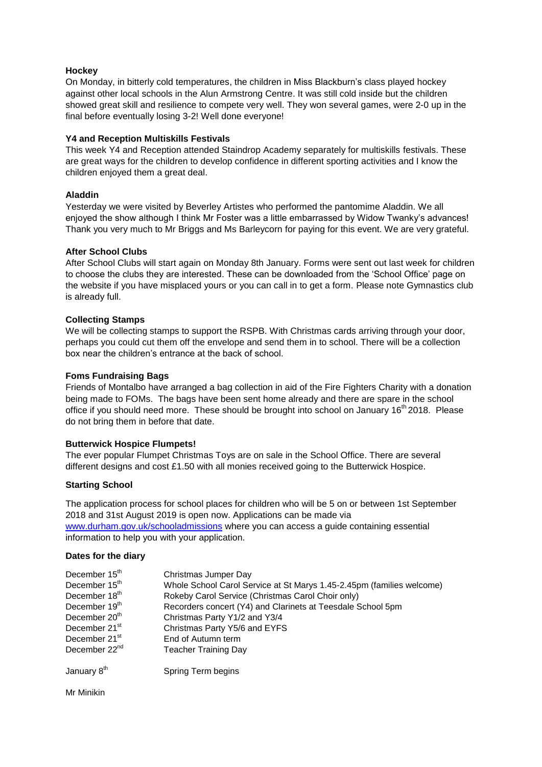**Hockey**

On Monday, in bitterly cold temperatures, the children in Miss Blackburn's class played hockey against other local schools in the Alun Armstrong Centre. It was still cold inside but the children showed great skill and resilience to compete very well. They won several games, were 2-0 up in the final before eventually losing 3-2! Well done everyone!

**Y4 and Reception Multiskills Festivals**

This week Y4 and Reception attended Staindrop Academy separately for multiskills festivals. These are great ways for the children to develop confidence in different sporting activities and I know the children enjoyed them a great deal.

**Aladdin**

Yesterday we were visited by Beverley Artistes who performed the pantomime Aladdin. We all enjoyed the show although I think Mr Foster was a little embarrassed by Widow Twanky's advances! Thank you very much to Mr Briggs and Ms Barleycorn for paying for this event. We are very grateful.

**After School Clubs**

After School Clubs will start again on Monday 8th January. Forms were sent out last week for children to choose the clubs they are interested. These can be downloaded from the 'School Office' page on the website if you have misplaced yours or you can call in to get a form. Please note Gymnastics club is already full.

**Collecting Stamps**

We will be collecting stamps to support the RSPB. With Christmas cards arriving through your door, perhaps you could cut them off the envelope and send them in to school. There will be a collection box near the children's entrance at the back of school.

**Foms Fundraising Bags**

Friends of Montalbo have arranged a bag collection in aid of the Fire Fighters Charity with a donation being made to FOMs. The bags have been sent home already and there are spare in the school office if you should need more. These should be brought into school on January 16th 2018. Please do not bring them in before that date.

**Butterwick Hospice Flumpets!**

The ever popular Flumpet Christmas Toys are on sale in the School Office. There are several different designs and cost £1.50 with all monies received going to the Butterwick Hospice.

**Starting School**

The application process for school places for children who will be 5 on or between 1st September 2018 and 31st August 2019 is open now. Applications can be made via www.durham.gov.uk/schooladmissions where you can access a guide containing essential information to help you with your application.

**Dates for the diary**

| | |
|---|---|
| December 15th | Christmas Jumper Day |
| December 15th | Whole School Carol Service at St Marys 1.45-2.45pm (families welcome) |
| December 18th | Rokeby Carol Service (Christmas Carol Choir only) |
| December 19th | Recorders concert (Y4) and Clarinets at Teesdale School 5pm |
| December 20th | Christmas Party Y1/2 and Y3/4 |
| December 21st | Christmas Party Y5/6 and EYFS |
| December 21st | End of Autumn term |
| December 22nd | Teacher Training Day |
| January 8th | Spring Term begins |

Mr Minikin